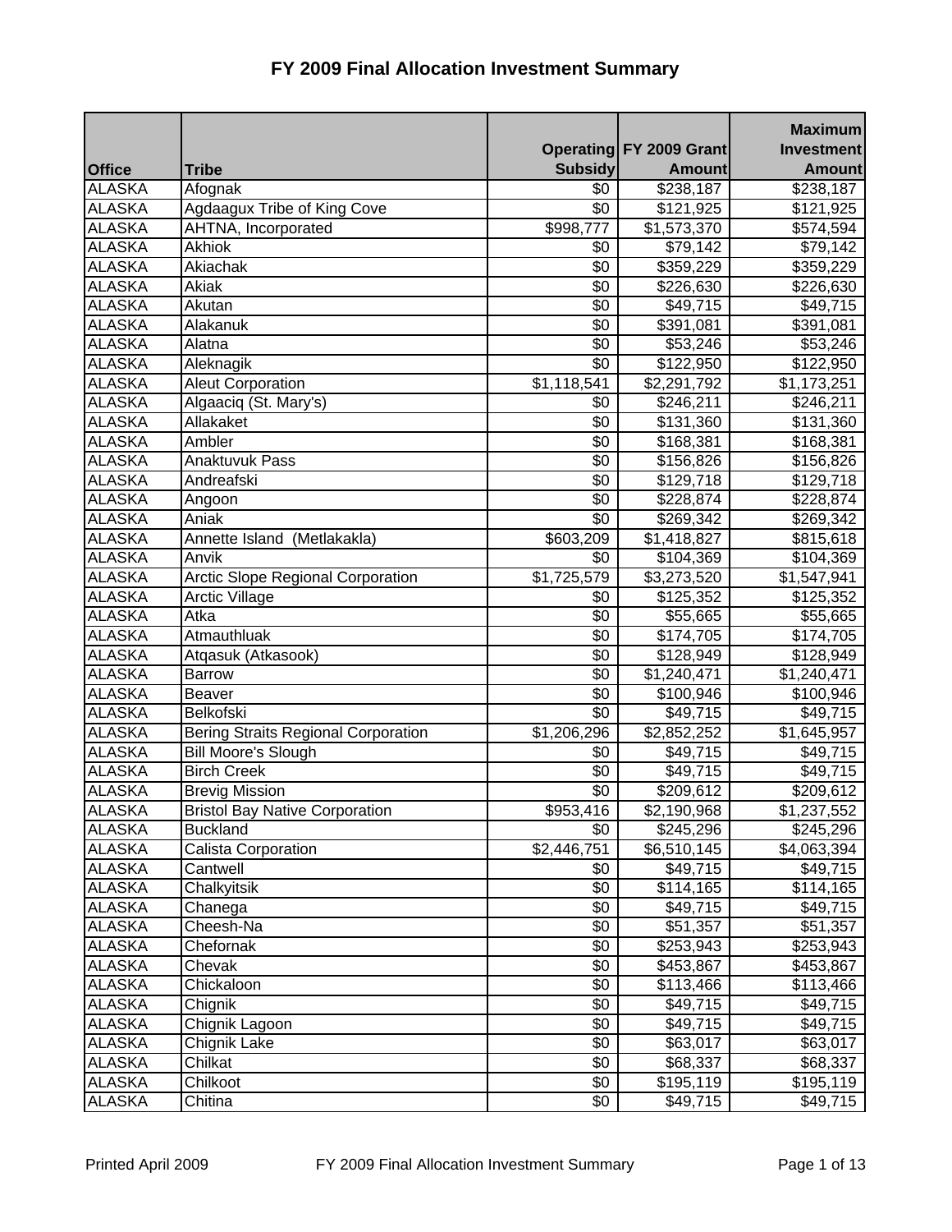# FY 2009 Final Allocation Investment Summary

| Office | Tribe | Operating Subsidy | FY 2009 Grant Amount | Maximum Investment Amount |
|---|---|---|---|---|
| ALASKA | Afognak | $0 | $238,187 | $238,187 |
| ALASKA | Agdaagux Tribe of King Cove | $0 | $121,925 | $121,925 |
| ALASKA | AHTNA, Incorporated | $998,777 | $1,573,370 | $574,594 |
| ALASKA | Akhiok | $0 | $79,142 | $79,142 |
| ALASKA | Akiachak | $0 | $359,229 | $359,229 |
| ALASKA | Akiak | $0 | $226,630 | $226,630 |
| ALASKA | Akutan | $0 | $49,715 | $49,715 |
| ALASKA | Alakanuk | $0 | $391,081 | $391,081 |
| ALASKA | Alatna | $0 | $53,246 | $53,246 |
| ALASKA | Aleknagik | $0 | $122,950 | $122,950 |
| ALASKA | Aleut Corporation | $1,118,541 | $2,291,792 | $1,173,251 |
| ALASKA | Algaaciq (St. Mary's) | $0 | $246,211 | $246,211 |
| ALASKA | Allakaket | $0 | $131,360 | $131,360 |
| ALASKA | Ambler | $0 | $168,381 | $168,381 |
| ALASKA | Anaktuvuk Pass | $0 | $156,826 | $156,826 |
| ALASKA | Andreafski | $0 | $129,718 | $129,718 |
| ALASKA | Angoon | $0 | $228,874 | $228,874 |
| ALASKA | Aniak | $0 | $269,342 | $269,342 |
| ALASKA | Annette Island (Metlakakla) | $603,209 | $1,418,827 | $815,618 |
| ALASKA | Anvik | $0 | $104,369 | $104,369 |
| ALASKA | Arctic Slope Regional Corporation | $1,725,579 | $3,273,520 | $1,547,941 |
| ALASKA | Arctic Village | $0 | $125,352 | $125,352 |
| ALASKA | Atka | $0 | $55,665 | $55,665 |
| ALASKA | Atmauthluak | $0 | $174,705 | $174,705 |
| ALASKA | Atqasuk (Atkasook) | $0 | $128,949 | $128,949 |
| ALASKA | Barrow | $0 | $1,240,471 | $1,240,471 |
| ALASKA | Beaver | $0 | $100,946 | $100,946 |
| ALASKA | Belkofski | $0 | $49,715 | $49,715 |
| ALASKA | Bering Straits Regional Corporation | $1,206,296 | $2,852,252 | $1,645,957 |
| ALASKA | Bill Moore's Slough | $0 | $49,715 | $49,715 |
| ALASKA | Birch Creek | $0 | $49,715 | $49,715 |
| ALASKA | Brevig Mission | $0 | $209,612 | $209,612 |
| ALASKA | Bristol Bay Native Corporation | $953,416 | $2,190,968 | $1,237,552 |
| ALASKA | Buckland | $0 | $245,296 | $245,296 |
| ALASKA | Calista Corporation | $2,446,751 | $6,510,145 | $4,063,394 |
| ALASKA | Cantwell | $0 | $49,715 | $49,715 |
| ALASKA | Chalkyitsik | $0 | $114,165 | $114,165 |
| ALASKA | Chanega | $0 | $49,715 | $49,715 |
| ALASKA | Cheesh-Na | $0 | $51,357 | $51,357 |
| ALASKA | Chefornak | $0 | $253,943 | $253,943 |
| ALASKA | Chevak | $0 | $453,867 | $453,867 |
| ALASKA | Chickaloon | $0 | $113,466 | $113,466 |
| ALASKA | Chignik | $0 | $49,715 | $49,715 |
| ALASKA | Chignik Lagoon | $0 | $49,715 | $49,715 |
| ALASKA | Chignik Lake | $0 | $63,017 | $63,017 |
| ALASKA | Chilkat | $0 | $68,337 | $68,337 |
| ALASKA | Chilkoot | $0 | $195,119 | $195,119 |
| ALASKA | Chitina | $0 | $49,715 | $49,715 |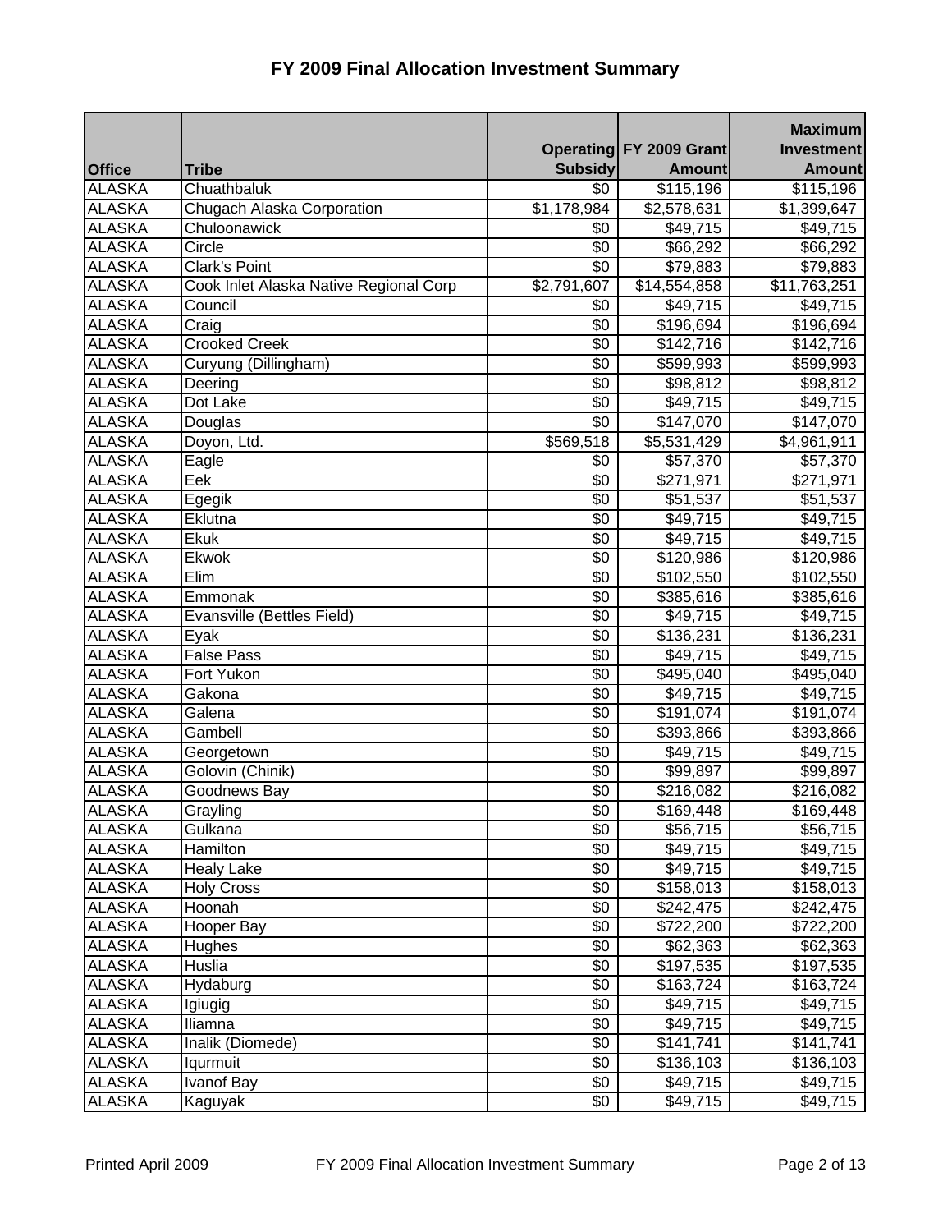# FY 2009 Final Allocation Investment Summary

| Office | Tribe | Operating Subsidy | FY 2009 Grant Amount | Maximum Investment Amount |
|---|---|---|---|---|
| ALASKA | Chuathbaluk | $0 | $115,196 | $115,196 |
| ALASKA | Chugach Alaska Corporation | $1,178,984 | $2,578,631 | $1,399,647 |
| ALASKA | Chuloonawick | $0 | $49,715 | $49,715 |
| ALASKA | Circle | $0 | $66,292 | $66,292 |
| ALASKA | Clark's Point | $0 | $79,883 | $79,883 |
| ALASKA | Cook Inlet Alaska Native Regional Corp | $2,791,607 | $14,554,858 | $11,763,251 |
| ALASKA | Council | $0 | $49,715 | $49,715 |
| ALASKA | Craig | $0 | $196,694 | $196,694 |
| ALASKA | Crooked Creek | $0 | $142,716 | $142,716 |
| ALASKA | Curyung (Dillingham) | $0 | $599,993 | $599,993 |
| ALASKA | Deering | $0 | $98,812 | $98,812 |
| ALASKA | Dot Lake | $0 | $49,715 | $49,715 |
| ALASKA | Douglas | $0 | $147,070 | $147,070 |
| ALASKA | Doyon, Ltd. | $569,518 | $5,531,429 | $4,961,911 |
| ALASKA | Eagle | $0 | $57,370 | $57,370 |
| ALASKA | Eek | $0 | $271,971 | $271,971 |
| ALASKA | Egegik | $0 | $51,537 | $51,537 |
| ALASKA | Eklutna | $0 | $49,715 | $49,715 |
| ALASKA | Ekuk | $0 | $49,715 | $49,715 |
| ALASKA | Ekwok | $0 | $120,986 | $120,986 |
| ALASKA | Elim | $0 | $102,550 | $102,550 |
| ALASKA | Emmonak | $0 | $385,616 | $385,616 |
| ALASKA | Evansville (Bettles Field) | $0 | $49,715 | $49,715 |
| ALASKA | Eyak | $0 | $136,231 | $136,231 |
| ALASKA | False Pass | $0 | $49,715 | $49,715 |
| ALASKA | Fort Yukon | $0 | $495,040 | $495,040 |
| ALASKA | Gakona | $0 | $49,715 | $49,715 |
| ALASKA | Galena | $0 | $191,074 | $191,074 |
| ALASKA | Gambell | $0 | $393,866 | $393,866 |
| ALASKA | Georgetown | $0 | $49,715 | $49,715 |
| ALASKA | Golovin (Chinik) | $0 | $99,897 | $99,897 |
| ALASKA | Goodnews Bay | $0 | $216,082 | $216,082 |
| ALASKA | Grayling | $0 | $169,448 | $169,448 |
| ALASKA | Gulkana | $0 | $56,715 | $56,715 |
| ALASKA | Hamilton | $0 | $49,715 | $49,715 |
| ALASKA | Healy Lake | $0 | $49,715 | $49,715 |
| ALASKA | Holy Cross | $0 | $158,013 | $158,013 |
| ALASKA | Hoonah | $0 | $242,475 | $242,475 |
| ALASKA | Hooper Bay | $0 | $722,200 | $722,200 |
| ALASKA | Hughes | $0 | $62,363 | $62,363 |
| ALASKA | Huslia | $0 | $197,535 | $197,535 |
| ALASKA | Hydaburg | $0 | $163,724 | $163,724 |
| ALASKA | Igiugig | $0 | $49,715 | $49,715 |
| ALASKA | Iliamna | $0 | $49,715 | $49,715 |
| ALASKA | Inalik (Diomede) | $0 | $141,741 | $141,741 |
| ALASKA | Iqurmuit | $0 | $136,103 | $136,103 |
| ALASKA | Ivanof Bay | $0 | $49,715 | $49,715 |
| ALASKA | Kaguyak | $0 | $49,715 | $49,715 |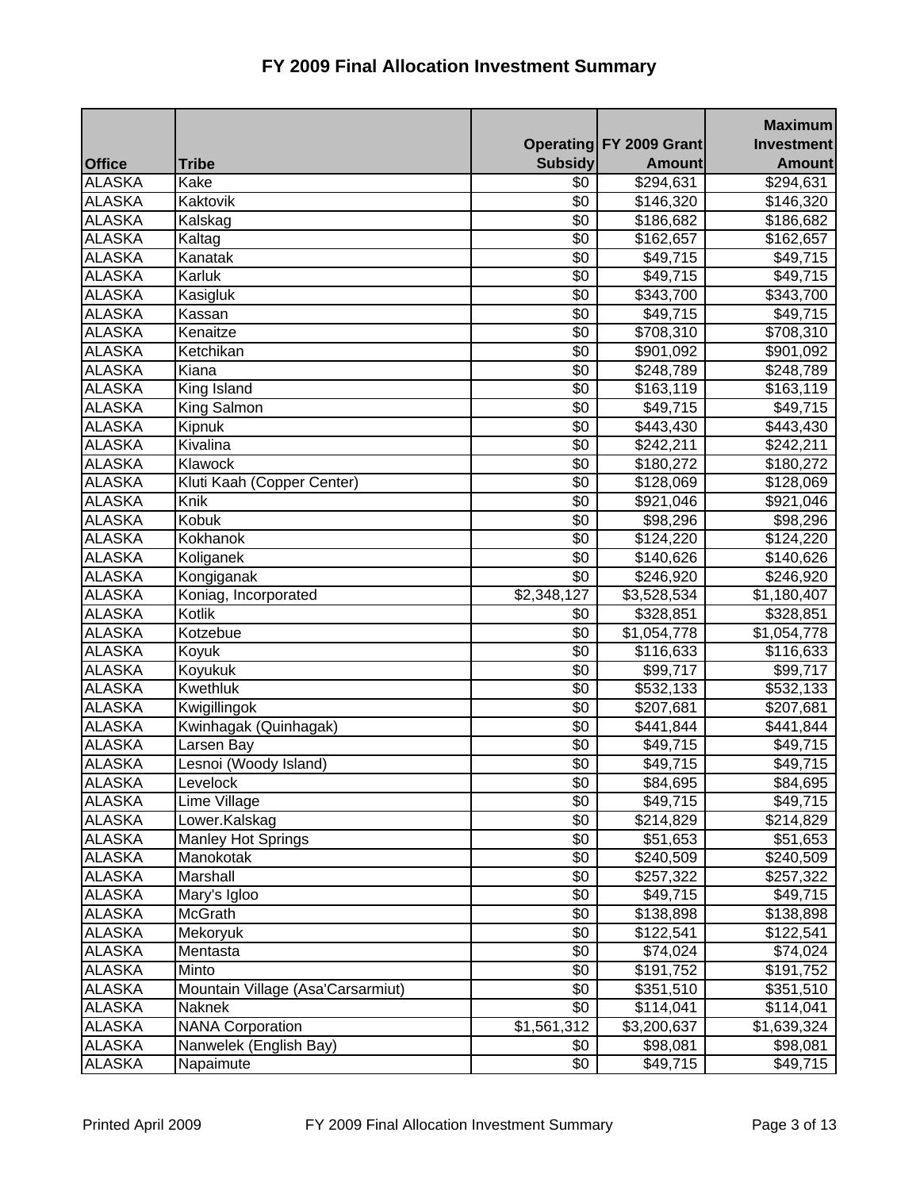# FY 2009 Final Allocation Investment Summary

| Office | Tribe | Operating Subsidy | FY 2009 Grant Amount | Maximum Investment Amount |
|---|---|---|---|---|
| ALASKA | Kake | $0 | $294,631 | $294,631 |
| ALASKA | Kaktovik | $0 | $146,320 | $146,320 |
| ALASKA | Kalskag | $0 | $186,682 | $186,682 |
| ALASKA | Kaltag | $0 | $162,657 | $162,657 |
| ALASKA | Kanatak | $0 | $49,715 | $49,715 |
| ALASKA | Karluk | $0 | $49,715 | $49,715 |
| ALASKA | Kasigluk | $0 | $343,700 | $343,700 |
| ALASKA | Kassan | $0 | $49,715 | $49,715 |
| ALASKA | Kenaitze | $0 | $708,310 | $708,310 |
| ALASKA | Ketchikan | $0 | $901,092 | $901,092 |
| ALASKA | Kiana | $0 | $248,789 | $248,789 |
| ALASKA | King Island | $0 | $163,119 | $163,119 |
| ALASKA | King Salmon | $0 | $49,715 | $49,715 |
| ALASKA | Kipnuk | $0 | $443,430 | $443,430 |
| ALASKA | Kivalina | $0 | $242,211 | $242,211 |
| ALASKA | Klawock | $0 | $180,272 | $180,272 |
| ALASKA | Kluti Kaah (Copper Center) | $0 | $128,069 | $128,069 |
| ALASKA | Knik | $0 | $921,046 | $921,046 |
| ALASKA | Kobuk | $0 | $98,296 | $98,296 |
| ALASKA | Kokhanok | $0 | $124,220 | $124,220 |
| ALASKA | Koliganek | $0 | $140,626 | $140,626 |
| ALASKA | Kongiganak | $0 | $246,920 | $246,920 |
| ALASKA | Koniag, Incorporated | $2,348,127 | $3,528,534 | $1,180,407 |
| ALASKA | Kotlik | $0 | $328,851 | $328,851 |
| ALASKA | Kotzebue | $0 | $1,054,778 | $1,054,778 |
| ALASKA | Koyuk | $0 | $116,633 | $116,633 |
| ALASKA | Koyukuk | $0 | $99,717 | $99,717 |
| ALASKA | Kwethluk | $0 | $532,133 | $532,133 |
| ALASKA | Kwigillingok | $0 | $207,681 | $207,681 |
| ALASKA | Kwinhagak (Quinhagak) | $0 | $441,844 | $441,844 |
| ALASKA | Larsen Bay | $0 | $49,715 | $49,715 |
| ALASKA | Lesnoi (Woody Island) | $0 | $49,715 | $49,715 |
| ALASKA | Levelock | $0 | $84,695 | $84,695 |
| ALASKA | Lime Village | $0 | $49,715 | $49,715 |
| ALASKA | Lower.Kalskag | $0 | $214,829 | $214,829 |
| ALASKA | Manley Hot Springs | $0 | $51,653 | $51,653 |
| ALASKA | Manokotak | $0 | $240,509 | $240,509 |
| ALASKA | Marshall | $0 | $257,322 | $257,322 |
| ALASKA | Mary's Igloo | $0 | $49,715 | $49,715 |
| ALASKA | McGrath | $0 | $138,898 | $138,898 |
| ALASKA | Mekoryuk | $0 | $122,541 | $122,541 |
| ALASKA | Mentasta | $0 | $74,024 | $74,024 |
| ALASKA | Minto | $0 | $191,752 | $191,752 |
| ALASKA | Mountain Village (Asa'Carsarmiut) | $0 | $351,510 | $351,510 |
| ALASKA | Naknek | $0 | $114,041 | $114,041 |
| ALASKA | NANA Corporation | $1,561,312 | $3,200,637 | $1,639,324 |
| ALASKA | Nanwelek (English Bay) | $0 | $98,081 | $98,081 |
| ALASKA | Napaimute | $0 | $49,715 | $49,715 |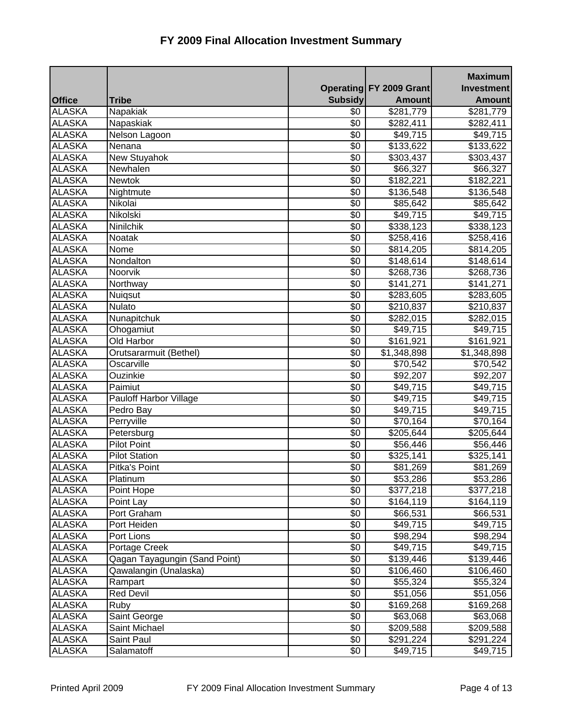# FY 2009 Final Allocation Investment Summary

| Office | Tribe | Operating Subsidy | FY 2009 Grant Amount | Maximum Investment Amount |
|---|---|---|---|---|
| ALASKA | Napakiak | $0 | $281,779 | $281,779 |
| ALASKA | Napaskiak | $0 | $282,411 | $282,411 |
| ALASKA | Nelson Lagoon | $0 | $49,715 | $49,715 |
| ALASKA | Nenana | $0 | $133,622 | $133,622 |
| ALASKA | New Stuyahok | $0 | $303,437 | $303,437 |
| ALASKA | Newhalen | $0 | $66,327 | $66,327 |
| ALASKA | Newtok | $0 | $182,221 | $182,221 |
| ALASKA | Nightmute | $0 | $136,548 | $136,548 |
| ALASKA | Nikolai | $0 | $85,642 | $85,642 |
| ALASKA | Nikolski | $0 | $49,715 | $49,715 |
| ALASKA | Ninilchik | $0 | $338,123 | $338,123 |
| ALASKA | Noatak | $0 | $258,416 | $258,416 |
| ALASKA | Nome | $0 | $814,205 | $814,205 |
| ALASKA | Nondalton | $0 | $148,614 | $148,614 |
| ALASKA | Noorvik | $0 | $268,736 | $268,736 |
| ALASKA | Northway | $0 | $141,271 | $141,271 |
| ALASKA | Nuiqsut | $0 | $283,605 | $283,605 |
| ALASKA | Nulato | $0 | $210,837 | $210,837 |
| ALASKA | Nunapitchuk | $0 | $282,015 | $282,015 |
| ALASKA | Ohogamiut | $0 | $49,715 | $49,715 |
| ALASKA | Old Harbor | $0 | $161,921 | $161,921 |
| ALASKA | Orutsararmuit (Bethel) | $0 | $1,348,898 | $1,348,898 |
| ALASKA | Oscarville | $0 | $70,542 | $70,542 |
| ALASKA | Ouzinkie | $0 | $92,207 | $92,207 |
| ALASKA | Paimiut | $0 | $49,715 | $49,715 |
| ALASKA | Pauloff Harbor Village | $0 | $49,715 | $49,715 |
| ALASKA | Pedro Bay | $0 | $49,715 | $49,715 |
| ALASKA | Perryville | $0 | $70,164 | $70,164 |
| ALASKA | Petersburg | $0 | $205,644 | $205,644 |
| ALASKA | Pilot Point | $0 | $56,446 | $56,446 |
| ALASKA | Pilot Station | $0 | $325,141 | $325,141 |
| ALASKA | Pitka's Point | $0 | $81,269 | $81,269 |
| ALASKA | Platinum | $0 | $53,286 | $53,286 |
| ALASKA | Point Hope | $0 | $377,218 | $377,218 |
| ALASKA | Point Lay | $0 | $164,119 | $164,119 |
| ALASKA | Port Graham | $0 | $66,531 | $66,531 |
| ALASKA | Port Heiden | $0 | $49,715 | $49,715 |
| ALASKA | Port Lions | $0 | $98,294 | $98,294 |
| ALASKA | Portage Creek | $0 | $49,715 | $49,715 |
| ALASKA | Qagan Tayagungin (Sand Point) | $0 | $139,446 | $139,446 |
| ALASKA | Qawalangin (Unalaska) | $0 | $106,460 | $106,460 |
| ALASKA | Rampart | $0 | $55,324 | $55,324 |
| ALASKA | Red Devil | $0 | $51,056 | $51,056 |
| ALASKA | Ruby | $0 | $169,268 | $169,268 |
| ALASKA | Saint George | $0 | $63,068 | $63,068 |
| ALASKA | Saint Michael | $0 | $209,588 | $209,588 |
| ALASKA | Saint Paul | $0 | $291,224 | $291,224 |
| ALASKA | Salamatoff | $0 | $49,715 | $49,715 |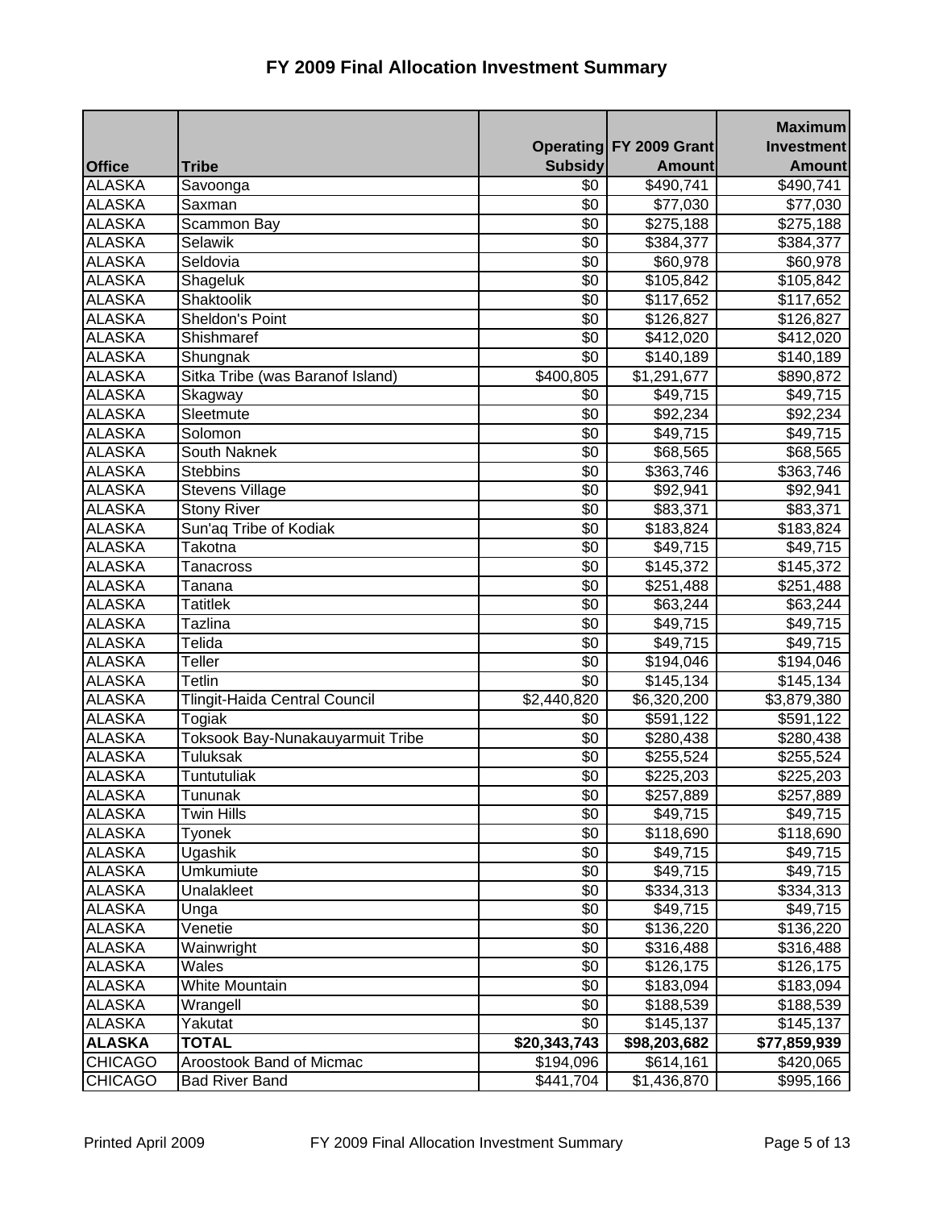# FY 2009 Final Allocation Investment Summary

| Office | Tribe | Operating Subsidy | FY 2009 Grant Amount | Maximum Investment Amount |
|---|---|---|---|---|
| ALASKA | Savoonga | $0 | $490,741 | $490,741 |
| ALASKA | Saxman | $0 | $77,030 | $77,030 |
| ALASKA | Scammon Bay | $0 | $275,188 | $275,188 |
| ALASKA | Selawik | $0 | $384,377 | $384,377 |
| ALASKA | Seldovia | $0 | $60,978 | $60,978 |
| ALASKA | Shageluk | $0 | $105,842 | $105,842 |
| ALASKA | Shaktoolik | $0 | $117,652 | $117,652 |
| ALASKA | Sheldon's Point | $0 | $126,827 | $126,827 |
| ALASKA | Shishmaref | $0 | $412,020 | $412,020 |
| ALASKA | Shungnak | $0 | $140,189 | $140,189 |
| ALASKA | Sitka Tribe (was Baranof Island) | $400,805 | $1,291,677 | $890,872 |
| ALASKA | Skagway | $0 | $49,715 | $49,715 |
| ALASKA | Sleetmute | $0 | $92,234 | $92,234 |
| ALASKA | Solomon | $0 | $49,715 | $49,715 |
| ALASKA | South Naknek | $0 | $68,565 | $68,565 |
| ALASKA | Stebbins | $0 | $363,746 | $363,746 |
| ALASKA | Stevens Village | $0 | $92,941 | $92,941 |
| ALASKA | Stony River | $0 | $83,371 | $83,371 |
| ALASKA | Sun'aq Tribe of Kodiak | $0 | $183,824 | $183,824 |
| ALASKA | Takotna | $0 | $49,715 | $49,715 |
| ALASKA | Tanacross | $0 | $145,372 | $145,372 |
| ALASKA | Tanana | $0 | $251,488 | $251,488 |
| ALASKA | Tatitlek | $0 | $63,244 | $63,244 |
| ALASKA | Tazlina | $0 | $49,715 | $49,715 |
| ALASKA | Telida | $0 | $49,715 | $49,715 |
| ALASKA | Teller | $0 | $194,046 | $194,046 |
| ALASKA | Tetlin | $0 | $145,134 | $145,134 |
| ALASKA | Tlingit-Haida Central Council | $2,440,820 | $6,320,200 | $3,879,380 |
| ALASKA | Togiak | $0 | $591,122 | $591,122 |
| ALASKA | Toksook Bay-Nunakauyarmuit Tribe | $0 | $280,438 | $280,438 |
| ALASKA | Tuluksak | $0 | $255,524 | $255,524 |
| ALASKA | Tuntutuliak | $0 | $225,203 | $225,203 |
| ALASKA | Tununak | $0 | $257,889 | $257,889 |
| ALASKA | Twin Hills | $0 | $49,715 | $49,715 |
| ALASKA | Tyonek | $0 | $118,690 | $118,690 |
| ALASKA | Ugashik | $0 | $49,715 | $49,715 |
| ALASKA | Umkumiute | $0 | $49,715 | $49,715 |
| ALASKA | Unalakleet | $0 | $334,313 | $334,313 |
| ALASKA | Unga | $0 | $49,715 | $49,715 |
| ALASKA | Venetie | $0 | $136,220 | $136,220 |
| ALASKA | Wainwright | $0 | $316,488 | $316,488 |
| ALASKA | Wales | $0 | $126,175 | $126,175 |
| ALASKA | White Mountain | $0 | $183,094 | $183,094 |
| ALASKA | Wrangell | $0 | $188,539 | $188,539 |
| ALASKA | Yakutat | $0 | $145,137 | $145,137 |
| **ALASKA** | **TOTAL** | **$20,343,743** | **$98,203,682** | **$77,859,939** |
| CHICAGO | Aroostook Band of Micmac | $194,096 | $614,161 | $420,065 |
| CHICAGO | Bad River Band | $441,704 | $1,436,870 | $995,166 |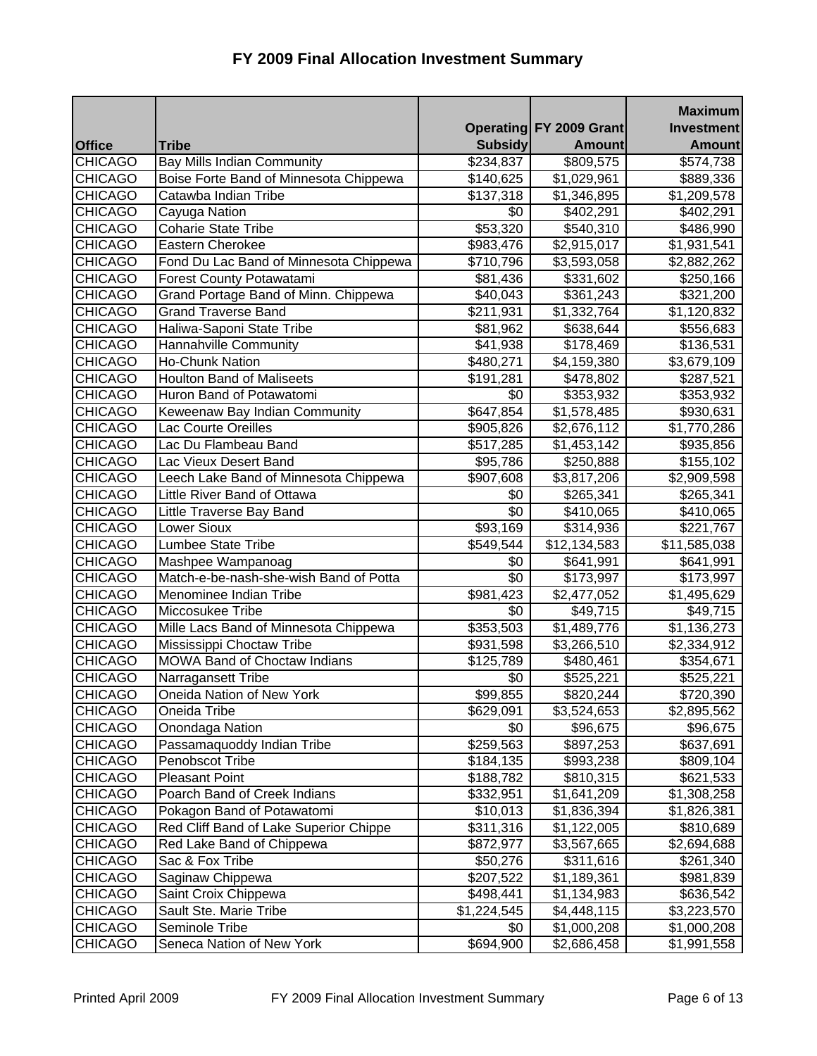# FY 2009 Final Allocation Investment Summary

| Office | Tribe | Operating Subsidy | FY 2009 Grant Amount | Maximum Investment Amount |
|---|---|---|---|---|
| CHICAGO | Bay Mills Indian Community | $234,837 | $809,575 | $574,738 |
| CHICAGO | Boise Forte Band of Minnesota Chippewa | $140,625 | $1,029,961 | $889,336 |
| CHICAGO | Catawba Indian Tribe | $137,318 | $1,346,895 | $1,209,578 |
| CHICAGO | Cayuga Nation | $0 | $402,291 | $402,291 |
| CHICAGO | Coharie State Tribe | $53,320 | $540,310 | $486,990 |
| CHICAGO | Eastern Cherokee | $983,476 | $2,915,017 | $1,931,541 |
| CHICAGO | Fond Du Lac Band of Minnesota Chippewa | $710,796 | $3,593,058 | $2,882,262 |
| CHICAGO | Forest County Potawatami | $81,436 | $331,602 | $250,166 |
| CHICAGO | Grand Portage Band of Minn. Chippewa | $40,043 | $361,243 | $321,200 |
| CHICAGO | Grand Traverse Band | $211,931 | $1,332,764 | $1,120,832 |
| CHICAGO | Haliwa-Saponi State Tribe | $81,962 | $638,644 | $556,683 |
| CHICAGO | Hannahville Community | $41,938 | $178,469 | $136,531 |
| CHICAGO | Ho-Chunk Nation | $480,271 | $4,159,380 | $3,679,109 |
| CHICAGO | Houlton Band of Maliseets | $191,281 | $478,802 | $287,521 |
| CHICAGO | Huron Band of Potawatomi | $0 | $353,932 | $353,932 |
| CHICAGO | Keweenaw Bay Indian Community | $647,854 | $1,578,485 | $930,631 |
| CHICAGO | Lac Courte Oreilles | $905,826 | $2,676,112 | $1,770,286 |
| CHICAGO | Lac Du Flambeau Band | $517,285 | $1,453,142 | $935,856 |
| CHICAGO | Lac Vieux Desert Band | $95,786 | $250,888 | $155,102 |
| CHICAGO | Leech Lake Band of Minnesota Chippewa | $907,608 | $3,817,206 | $2,909,598 |
| CHICAGO | Little River Band of Ottawa | $0 | $265,341 | $265,341 |
| CHICAGO | Little Traverse Bay Band | $0 | $410,065 | $410,065 |
| CHICAGO | Lower Sioux | $93,169 | $314,936 | $221,767 |
| CHICAGO | Lumbee State Tribe | $549,544 | $12,134,583 | $11,585,038 |
| CHICAGO | Mashpee Wampanoag | $0 | $641,991 | $641,991 |
| CHICAGO | Match-e-be-nash-she-wish Band of Potta | $0 | $173,997 | $173,997 |
| CHICAGO | Menominee Indian Tribe | $981,423 | $2,477,052 | $1,495,629 |
| CHICAGO | Miccosukee Tribe | $0 | $49,715 | $49,715 |
| CHICAGO | Mille Lacs Band of Minnesota Chippewa | $353,503 | $1,489,776 | $1,136,273 |
| CHICAGO | Mississippi Choctaw Tribe | $931,598 | $3,266,510 | $2,334,912 |
| CHICAGO | MOWA Band of Choctaw Indians | $125,789 | $480,461 | $354,671 |
| CHICAGO | Narragansett Tribe | $0 | $525,221 | $525,221 |
| CHICAGO | Oneida Nation of New York | $99,855 | $820,244 | $720,390 |
| CHICAGO | Oneida Tribe | $629,091 | $3,524,653 | $2,895,562 |
| CHICAGO | Onondaga Nation | $0 | $96,675 | $96,675 |
| CHICAGO | Passamaquoddy Indian Tribe | $259,563 | $897,253 | $637,691 |
| CHICAGO | Penobscot Tribe | $184,135 | $993,238 | $809,104 |
| CHICAGO | Pleasant Point | $188,782 | $810,315 | $621,533 |
| CHICAGO | Poarch Band of Creek Indians | $332,951 | $1,641,209 | $1,308,258 |
| CHICAGO | Pokagon Band of Potawatomi | $10,013 | $1,836,394 | $1,826,381 |
| CHICAGO | Red Cliff Band of Lake Superior Chippe | $311,316 | $1,122,005 | $810,689 |
| CHICAGO | Red Lake Band of Chippewa | $872,977 | $3,567,665 | $2,694,688 |
| CHICAGO | Sac & Fox Tribe | $50,276 | $311,616 | $261,340 |
| CHICAGO | Saginaw Chippewa | $207,522 | $1,189,361 | $981,839 |
| CHICAGO | Saint Croix Chippewa | $498,441 | $1,134,983 | $636,542 |
| CHICAGO | Sault Ste. Marie Tribe | $1,224,545 | $4,448,115 | $3,223,570 |
| CHICAGO | Seminole Tribe | $0 | $1,000,208 | $1,000,208 |
| CHICAGO | Seneca Nation of New York | $694,900 | $2,686,458 | $1,991,558 |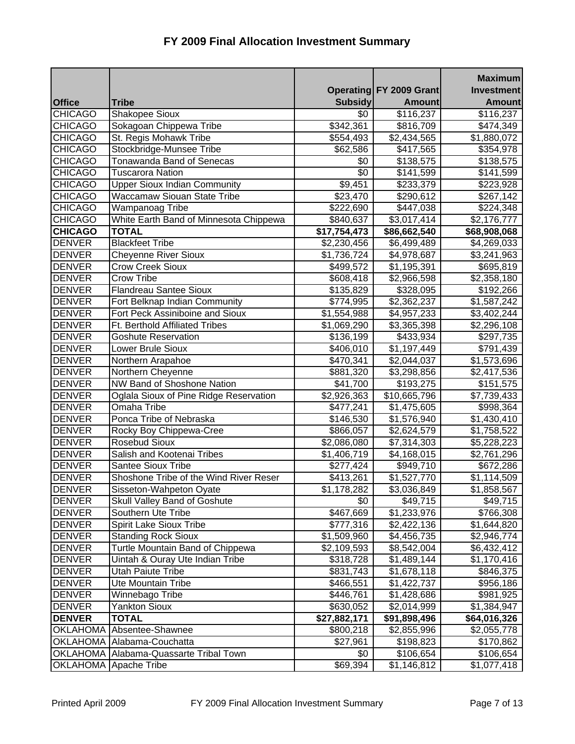# FY 2009 Final Allocation Investment Summary

| Office | Tribe | Operating Subsidy | FY 2009 Grant Amount | Maximum Investment Amount |
|---|---|---|---|---|
| CHICAGO | Shakopee Sioux | $0 | $116,237 | $116,237 |
| CHICAGO | Sokagoan Chippewa Tribe | $342,361 | $816,709 | $474,349 |
| CHICAGO | St. Regis Mohawk Tribe | $554,493 | $2,434,565 | $1,880,072 |
| CHICAGO | Stockbridge-Munsee Tribe | $62,586 | $417,565 | $354,978 |
| CHICAGO | Tonawanda Band of Senecas | $0 | $138,575 | $138,575 |
| CHICAGO | Tuscarora Nation | $0 | $141,599 | $141,599 |
| CHICAGO | Upper Sioux Indian Community | $9,451 | $233,379 | $223,928 |
| CHICAGO | Waccamaw Siouan State Tribe | $23,470 | $290,612 | $267,142 |
| CHICAGO | Wampanoag Tribe | $222,690 | $447,038 | $224,348 |
| CHICAGO | White Earth Band of Minnesota Chippewa | $840,637 | $3,017,414 | $2,176,777 |
| **CHICAGO** | **TOTAL** | **$17,754,473** | **$86,662,540** | **$68,908,068** |
| DENVER | Blackfeet Tribe | $2,230,456 | $6,499,489 | $4,269,033 |
| DENVER | Cheyenne River Sioux | $1,736,724 | $4,978,687 | $3,241,963 |
| DENVER | Crow Creek Sioux | $499,572 | $1,195,391 | $695,819 |
| DENVER | Crow Tribe | $608,418 | $2,966,598 | $2,358,180 |
| DENVER | Flandreau Santee Sioux | $135,829 | $328,095 | $192,266 |
| DENVER | Fort Belknap Indian Community | $774,995 | $2,362,237 | $1,587,242 |
| DENVER | Fort Peck Assiniboine and Sioux | $1,554,988 | $4,957,233 | $3,402,244 |
| DENVER | Ft. Berthold Affiliated Tribes | $1,069,290 | $3,365,398 | $2,296,108 |
| DENVER | Goshute Reservation | $136,199 | $433,934 | $297,735 |
| DENVER | Lower Brule Sioux | $406,010 | $1,197,449 | $791,439 |
| DENVER | Northern Arapahoe | $470,341 | $2,044,037 | $1,573,696 |
| DENVER | Northern Cheyenne | $881,320 | $3,298,856 | $2,417,536 |
| DENVER | NW Band of Shoshone Nation | $41,700 | $193,275 | $151,575 |
| DENVER | Oglala Sioux of Pine Ridge Reservation | $2,926,363 | $10,665,796 | $7,739,433 |
| DENVER | Omaha Tribe | $477,241 | $1,475,605 | $998,364 |
| DENVER | Ponca Tribe of Nebraska | $146,530 | $1,576,940 | $1,430,410 |
| DENVER | Rocky Boy Chippewa-Cree | $866,057 | $2,624,579 | $1,758,522 |
| DENVER | Rosebud Sioux | $2,086,080 | $7,314,303 | $5,228,223 |
| DENVER | Salish and Kootenai Tribes | $1,406,719 | $4,168,015 | $2,761,296 |
| DENVER | Santee Sioux Tribe | $277,424 | $949,710 | $672,286 |
| DENVER | Shoshone Tribe of the Wind River Reser | $413,261 | $1,527,770 | $1,114,509 |
| DENVER | Sisseton-Wahpeton Oyate | $1,178,282 | $3,036,849 | $1,858,567 |
| DENVER | Skull Valley Band of Goshute | $0 | $49,715 | $49,715 |
| DENVER | Southern Ute Tribe | $467,669 | $1,233,976 | $766,308 |
| DENVER | Spirit Lake Sioux Tribe | $777,316 | $2,422,136 | $1,644,820 |
| DENVER | Standing Rock Sioux | $1,509,960 | $4,456,735 | $2,946,774 |
| DENVER | Turtle Mountain Band of Chippewa | $2,109,593 | $8,542,004 | $6,432,412 |
| DENVER | Uintah & Ouray Ute Indian Tribe | $318,728 | $1,489,144 | $1,170,416 |
| DENVER | Utah Paiute Tribe | $831,743 | $1,678,118 | $846,375 |
| DENVER | Ute Mountain Tribe | $466,551 | $1,422,737 | $956,186 |
| DENVER | Winnebago Tribe | $446,761 | $1,428,686 | $981,925 |
| DENVER | Yankton Sioux | $630,052 | $2,014,999 | $1,384,947 |
| **DENVER** | **TOTAL** | **$27,882,171** | **$91,898,496** | **$64,016,326** |
| OKLAHOMA | Absentee-Shawnee | $800,218 | $2,855,996 | $2,055,778 |
| OKLAHOMA | Alabama-Couchatta | $27,961 | $198,823 | $170,862 |
| OKLAHOMA | Alabama-Quassarte Tribal Town | $0 | $106,654 | $106,654 |
| OKLAHOMA | Apache Tribe | $69,394 | $1,146,812 | $1,077,418 |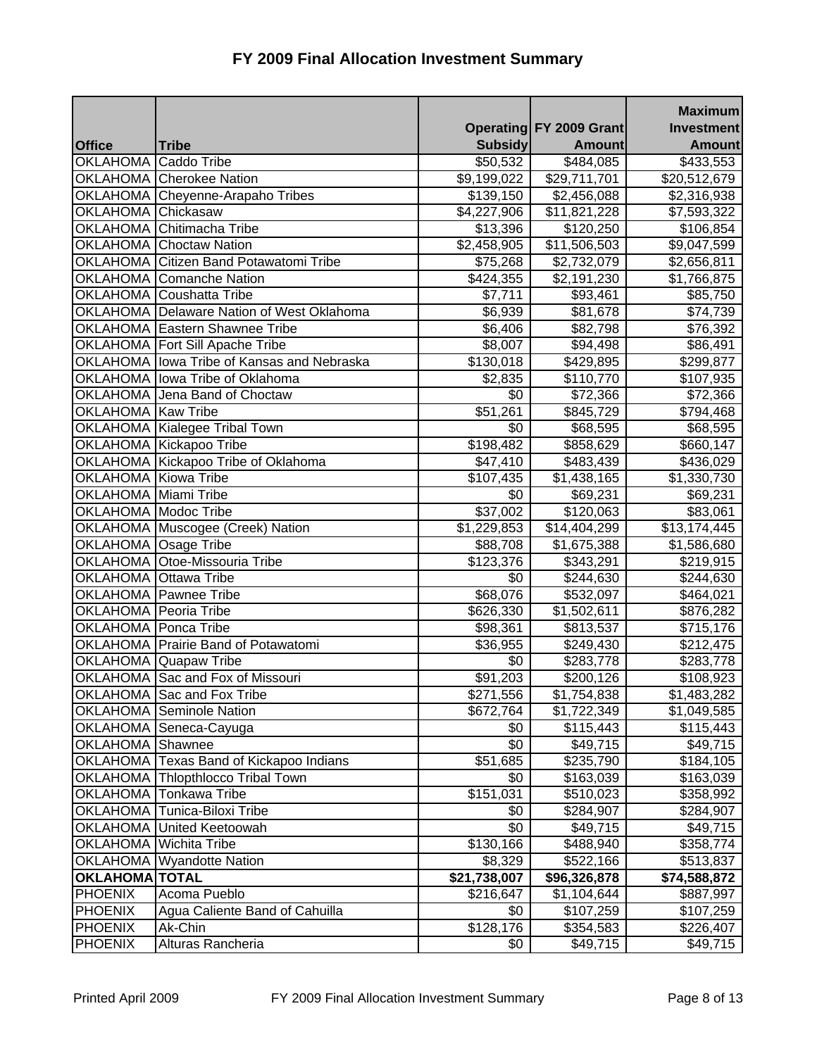# FY 2009 Final Allocation Investment Summary

| Office | Tribe | Operating Subsidy | FY 2009 Grant Amount | Maximum Investment Amount |
|---|---|---|---|---|
| OKLAHOMA | Caddo Tribe | $50,532 | $484,085 | $433,553 |
| OKLAHOMA | Cherokee Nation | $9,199,022 | $29,711,701 | $20,512,679 |
| OKLAHOMA | Cheyenne-Arapaho Tribes | $139,150 | $2,456,088 | $2,316,938 |
| OKLAHOMA | Chickasaw | $4,227,906 | $11,821,228 | $7,593,322 |
| OKLAHOMA | Chitimacha Tribe | $13,396 | $120,250 | $106,854 |
| OKLAHOMA | Choctaw Nation | $2,458,905 | $11,506,503 | $9,047,599 |
| OKLAHOMA | Citizen Band Potawatomi Tribe | $75,268 | $2,732,079 | $2,656,811 |
| OKLAHOMA | Comanche Nation | $424,355 | $2,191,230 | $1,766,875 |
| OKLAHOMA | Coushatta Tribe | $7,711 | $93,461 | $85,750 |
| OKLAHOMA | Delaware Nation of West Oklahoma | $6,939 | $81,678 | $74,739 |
| OKLAHOMA | Eastern Shawnee Tribe | $6,406 | $82,798 | $76,392 |
| OKLAHOMA | Fort Sill Apache Tribe | $8,007 | $94,498 | $86,491 |
| OKLAHOMA | Iowa Tribe of Kansas and Nebraska | $130,018 | $429,895 | $299,877 |
| OKLAHOMA | Iowa Tribe of Oklahoma | $2,835 | $110,770 | $107,935 |
| OKLAHOMA | Jena Band of Choctaw | $0 | $72,366 | $72,366 |
| OKLAHOMA | Kaw Tribe | $51,261 | $845,729 | $794,468 |
| OKLAHOMA | Kialegee Tribal Town | $0 | $68,595 | $68,595 |
| OKLAHOMA | Kickapoo Tribe | $198,482 | $858,629 | $660,147 |
| OKLAHOMA | Kickapoo Tribe of Oklahoma | $47,410 | $483,439 | $436,029 |
| OKLAHOMA | Kiowa Tribe | $107,435 | $1,438,165 | $1,330,730 |
| OKLAHOMA | Miami Tribe | $0 | $69,231 | $69,231 |
| OKLAHOMA | Modoc Tribe | $37,002 | $120,063 | $83,061 |
| OKLAHOMA | Muscogee (Creek) Nation | $1,229,853 | $14,404,299 | $13,174,445 |
| OKLAHOMA | Osage Tribe | $88,708 | $1,675,388 | $1,586,680 |
| OKLAHOMA | Otoe-Missouria Tribe | $123,376 | $343,291 | $219,915 |
| OKLAHOMA | Ottawa Tribe | $0 | $244,630 | $244,630 |
| OKLAHOMA | Pawnee Tribe | $68,076 | $532,097 | $464,021 |
| OKLAHOMA | Peoria Tribe | $626,330 | $1,502,611 | $876,282 |
| OKLAHOMA | Ponca Tribe | $98,361 | $813,537 | $715,176 |
| OKLAHOMA | Prairie Band of Potawatomi | $36,955 | $249,430 | $212,475 |
| OKLAHOMA | Quapaw Tribe | $0 | $283,778 | $283,778 |
| OKLAHOMA | Sac and Fox of Missouri | $91,203 | $200,126 | $108,923 |
| OKLAHOMA | Sac and Fox Tribe | $271,556 | $1,754,838 | $1,483,282 |
| OKLAHOMA | Seminole Nation | $672,764 | $1,722,349 | $1,049,585 |
| OKLAHOMA | Seneca-Cayuga | $0 | $115,443 | $115,443 |
| OKLAHOMA | Shawnee | $0 | $49,715 | $49,715 |
| OKLAHOMA | Texas Band of Kickapoo Indians | $51,685 | $235,790 | $184,105 |
| OKLAHOMA | Thlopthlocco Tribal Town | $0 | $163,039 | $163,039 |
| OKLAHOMA | Tonkawa Tribe | $151,031 | $510,023 | $358,992 |
| OKLAHOMA | Tunica-Biloxi Tribe | $0 | $284,907 | $284,907 |
| OKLAHOMA | United Keetoowah | $0 | $49,715 | $49,715 |
| OKLAHOMA | Wichita Tribe | $130,166 | $488,940 | $358,774 |
| OKLAHOMA | Wyandotte Nation | $8,329 | $522,166 | $513,837 |
| **OKLAHOMA** | **TOTAL** | **$21,738,007** | **$96,326,878** | **$74,588,872** |
| PHOENIX | Acoma Pueblo | $216,647 | $1,104,644 | $887,997 |
| PHOENIX | Agua Caliente Band of Cahuilla | $0 | $107,259 | $107,259 |
| PHOENIX | Ak-Chin | $128,176 | $354,583 | $226,407 |
| PHOENIX | Alturas Rancheria | $0 | $49,715 | $49,715 |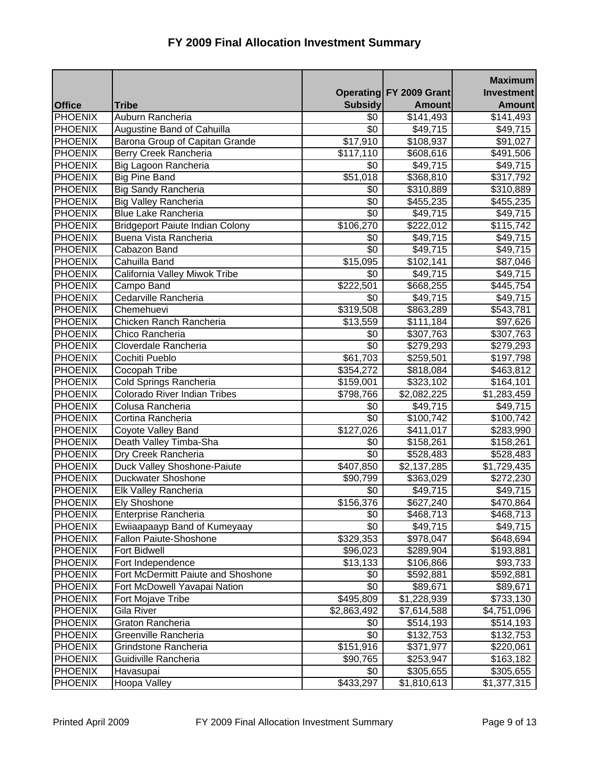# FY 2009 Final Allocation Investment Summary

| Office | Tribe | Operating Subsidy | FY 2009 Grant Amount | Maximum Investment Amount |
|---|---|---|---|---|
| PHOENIX | Auburn Rancheria | $0 | $141,493 | $141,493 |
| PHOENIX | Augustine Band of Cahuilla | $0 | $49,715 | $49,715 |
| PHOENIX | Barona Group of Capitan Grande | $17,910 | $108,937 | $91,027 |
| PHOENIX | Berry Creek Rancheria | $117,110 | $608,616 | $491,506 |
| PHOENIX | Big Lagoon Rancheria | $0 | $49,715 | $49,715 |
| PHOENIX | Big Pine Band | $51,018 | $368,810 | $317,792 |
| PHOENIX | Big Sandy Rancheria | $0 | $310,889 | $310,889 |
| PHOENIX | Big Valley Rancheria | $0 | $455,235 | $455,235 |
| PHOENIX | Blue Lake Rancheria | $0 | $49,715 | $49,715 |
| PHOENIX | Bridgeport Paiute Indian Colony | $106,270 | $222,012 | $115,742 |
| PHOENIX | Buena Vista Rancheria | $0 | $49,715 | $49,715 |
| PHOENIX | Cabazon Band | $0 | $49,715 | $49,715 |
| PHOENIX | Cahuilla Band | $15,095 | $102,141 | $87,046 |
| PHOENIX | California Valley Miwok Tribe | $0 | $49,715 | $49,715 |
| PHOENIX | Campo Band | $222,501 | $668,255 | $445,754 |
| PHOENIX | Cedarville Rancheria | $0 | $49,715 | $49,715 |
| PHOENIX | Chemehuevi | $319,508 | $863,289 | $543,781 |
| PHOENIX | Chicken Ranch Rancheria | $13,559 | $111,184 | $97,626 |
| PHOENIX | Chico Rancheria | $0 | $307,763 | $307,763 |
| PHOENIX | Cloverdale Rancheria | $0 | $279,293 | $279,293 |
| PHOENIX | Cochiti Pueblo | $61,703 | $259,501 | $197,798 |
| PHOENIX | Cocopah Tribe | $354,272 | $818,084 | $463,812 |
| PHOENIX | Cold Springs Rancheria | $159,001 | $323,102 | $164,101 |
| PHOENIX | Colorado River Indian Tribes | $798,766 | $2,082,225 | $1,283,459 |
| PHOENIX | Colusa Rancheria | $0 | $49,715 | $49,715 |
| PHOENIX | Cortina Rancheria | $0 | $100,742 | $100,742 |
| PHOENIX | Coyote Valley Band | $127,026 | $411,017 | $283,990 |
| PHOENIX | Death Valley Timba-Sha | $0 | $158,261 | $158,261 |
| PHOENIX | Dry Creek Rancheria | $0 | $528,483 | $528,483 |
| PHOENIX | Duck Valley Shoshone-Paiute | $407,850 | $2,137,285 | $1,729,435 |
| PHOENIX | Duckwater Shoshone | $90,799 | $363,029 | $272,230 |
| PHOENIX | Elk Valley Rancheria | $0 | $49,715 | $49,715 |
| PHOENIX | Ely Shoshone | $156,376 | $627,240 | $470,864 |
| PHOENIX | Enterprise Rancheria | $0 | $468,713 | $468,713 |
| PHOENIX | Ewiiaapaayp Band of Kumeyaay | $0 | $49,715 | $49,715 |
| PHOENIX | Fallon Paiute-Shoshone | $329,353 | $978,047 | $648,694 |
| PHOENIX | Fort Bidwell | $96,023 | $289,904 | $193,881 |
| PHOENIX | Fort Independence | $13,133 | $106,866 | $93,733 |
| PHOENIX | Fort McDermitt Paiute and Shoshone | $0 | $592,881 | $592,881 |
| PHOENIX | Fort McDowell Yavapai Nation | $0 | $89,671 | $89,671 |
| PHOENIX | Fort Mojave Tribe | $495,809 | $1,228,939 | $733,130 |
| PHOENIX | Gila River | $2,863,492 | $7,614,588 | $4,751,096 |
| PHOENIX | Graton Rancheria | $0 | $514,193 | $514,193 |
| PHOENIX | Greenville Rancheria | $0 | $132,753 | $132,753 |
| PHOENIX | Grindstone Rancheria | $151,916 | $371,977 | $220,061 |
| PHOENIX | Guidiville Rancheria | $90,765 | $253,947 | $163,182 |
| PHOENIX | Havasupai | $0 | $305,655 | $305,655 |
| PHOENIX | Hoopa Valley | $433,297 | $1,810,613 | $1,377,315 |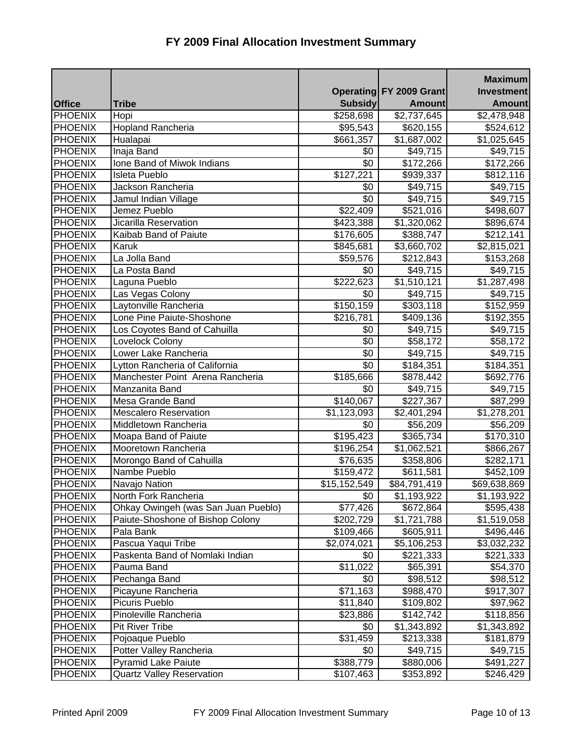# FY 2009 Final Allocation Investment Summary

| Office | Tribe | Operating Subsidy | FY 2009 Grant Amount | Maximum Investment Amount |
|---|---|---|---|---|
| PHOENIX | Hopi | $258,698 | $2,737,645 | $2,478,948 |
| PHOENIX | Hopland Rancheria | $95,543 | $620,155 | $524,612 |
| PHOENIX | Hualapai | $661,357 | $1,687,002 | $1,025,645 |
| PHOENIX | Inaja Band | $0 | $49,715 | $49,715 |
| PHOENIX | Ione Band of Miwok Indians | $0 | $172,266 | $172,266 |
| PHOENIX | Isleta Pueblo | $127,221 | $939,337 | $812,116 |
| PHOENIX | Jackson Rancheria | $0 | $49,715 | $49,715 |
| PHOENIX | Jamul Indian Village | $0 | $49,715 | $49,715 |
| PHOENIX | Jemez Pueblo | $22,409 | $521,016 | $498,607 |
| PHOENIX | Jicarilla Reservation | $423,388 | $1,320,062 | $896,674 |
| PHOENIX | Kaibab Band of Paiute | $176,605 | $388,747 | $212,141 |
| PHOENIX | Karuk | $845,681 | $3,660,702 | $2,815,021 |
| PHOENIX | La Jolla Band | $59,576 | $212,843 | $153,268 |
| PHOENIX | La Posta Band | $0 | $49,715 | $49,715 |
| PHOENIX | Laguna Pueblo | $222,623 | $1,510,121 | $1,287,498 |
| PHOENIX | Las Vegas Colony | $0 | $49,715 | $49,715 |
| PHOENIX | Laytonville Rancheria | $150,159 | $303,118 | $152,959 |
| PHOENIX | Lone Pine Paiute-Shoshone | $216,781 | $409,136 | $192,355 |
| PHOENIX | Los Coyotes Band of Cahuilla | $0 | $49,715 | $49,715 |
| PHOENIX | Lovelock Colony | $0 | $58,172 | $58,172 |
| PHOENIX | Lower Lake Rancheria | $0 | $49,715 | $49,715 |
| PHOENIX | Lytton Rancheria of California | $0 | $184,351 | $184,351 |
| PHOENIX | Manchester Point Arena Rancheria | $185,666 | $878,442 | $692,776 |
| PHOENIX | Manzanita Band | $0 | $49,715 | $49,715 |
| PHOENIX | Mesa Grande Band | $140,067 | $227,367 | $87,299 |
| PHOENIX | Mescalero Reservation | $1,123,093 | $2,401,294 | $1,278,201 |
| PHOENIX | Middletown Rancheria | $0 | $56,209 | $56,209 |
| PHOENIX | Moapa Band of Paiute | $195,423 | $365,734 | $170,310 |
| PHOENIX | Mooretown Rancheria | $196,254 | $1,062,521 | $866,267 |
| PHOENIX | Morongo Band of Cahuilla | $76,635 | $358,806 | $282,171 |
| PHOENIX | Nambe Pueblo | $159,472 | $611,581 | $452,109 |
| PHOENIX | Navajo Nation | $15,152,549 | $84,791,419 | $69,638,869 |
| PHOENIX | North Fork Rancheria | $0 | $1,193,922 | $1,193,922 |
| PHOENIX | Ohkay Owingeh (was San Juan Pueblo) | $77,426 | $672,864 | $595,438 |
| PHOENIX | Paiute-Shoshone of Bishop Colony | $202,729 | $1,721,788 | $1,519,058 |
| PHOENIX | Pala Bank | $109,466 | $605,911 | $496,446 |
| PHOENIX | Pascua Yaqui Tribe | $2,074,021 | $5,106,253 | $3,032,232 |
| PHOENIX | Paskenta Band of Nomlaki Indian | $0 | $221,333 | $221,333 |
| PHOENIX | Pauma Band | $11,022 | $65,391 | $54,370 |
| PHOENIX | Pechanga Band | $0 | $98,512 | $98,512 |
| PHOENIX | Picayune Rancheria | $71,163 | $988,470 | $917,307 |
| PHOENIX | Picuris Pueblo | $11,840 | $109,802 | $97,962 |
| PHOENIX | Pinoleville Rancheria | $23,886 | $142,742 | $118,856 |
| PHOENIX | Pit River Tribe | $0 | $1,343,892 | $1,343,892 |
| PHOENIX | Pojoaque Pueblo | $31,459 | $213,338 | $181,879 |
| PHOENIX | Potter Valley Rancheria | $0 | $49,715 | $49,715 |
| PHOENIX | Pyramid Lake Paiute | $388,779 | $880,006 | $491,227 |
| PHOENIX | Quartz Valley Reservation | $107,463 | $353,892 | $246,429 |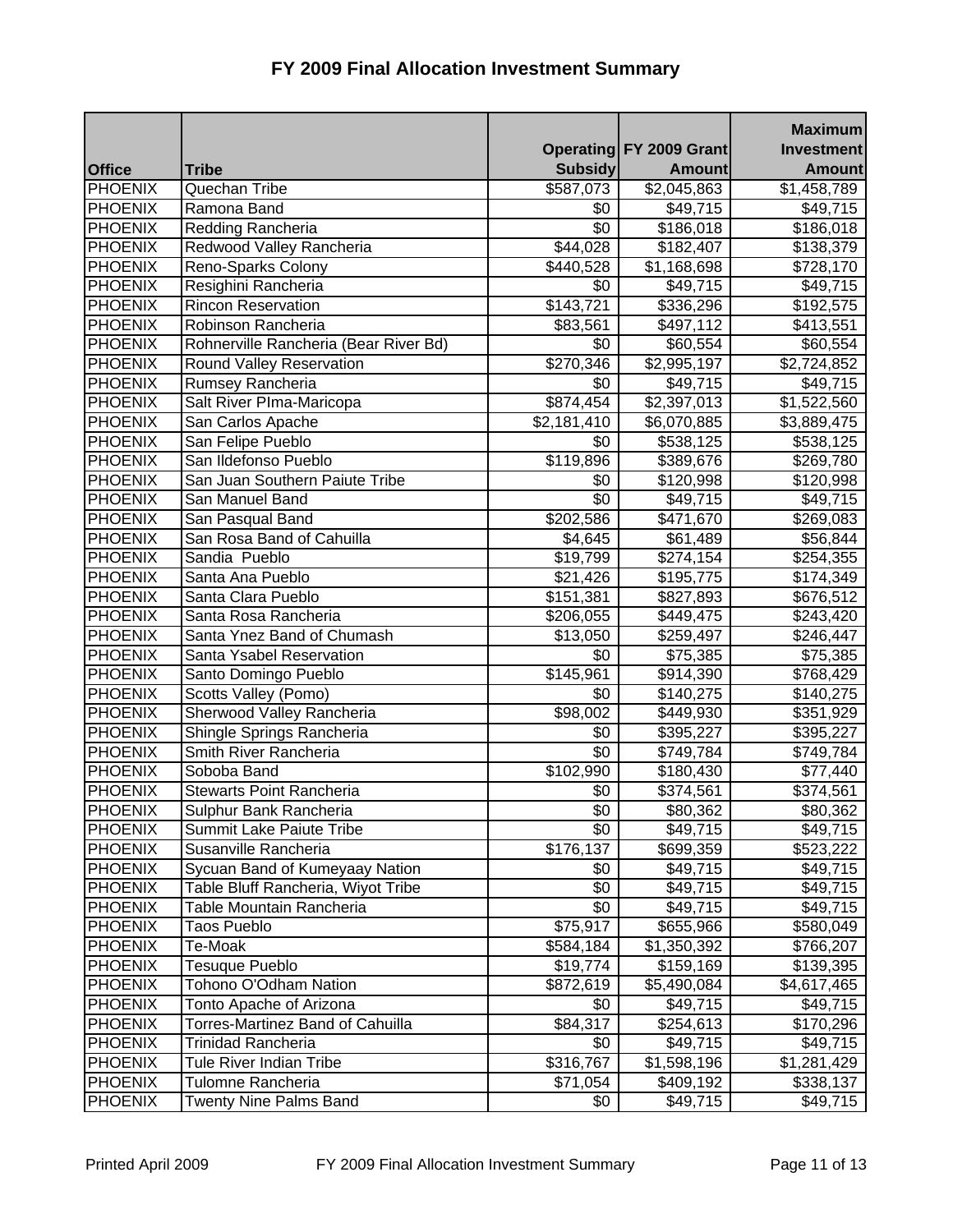# FY 2009 Final Allocation Investment Summary

| Office | Tribe | Operating Subsidy | FY 2009 Grant Amount | Maximum Investment Amount |
|---|---|---|---|---|
| PHOENIX | Quechan Tribe | $587,073 | $2,045,863 | $1,458,789 |
| PHOENIX | Ramona Band | $0 | $49,715 | $49,715 |
| PHOENIX | Redding Rancheria | $0 | $186,018 | $186,018 |
| PHOENIX | Redwood Valley Rancheria | $44,028 | $182,407 | $138,379 |
| PHOENIX | Reno-Sparks Colony | $440,528 | $1,168,698 | $728,170 |
| PHOENIX | Resighini Rancheria | $0 | $49,715 | $49,715 |
| PHOENIX | Rincon Reservation | $143,721 | $336,296 | $192,575 |
| PHOENIX | Robinson Rancheria | $83,561 | $497,112 | $413,551 |
| PHOENIX | Rohnerville Rancheria (Bear River Bd) | $0 | $60,554 | $60,554 |
| PHOENIX | Round Valley Reservation | $270,346 | $2,995,197 | $2,724,852 |
| PHOENIX | Rumsey Rancheria | $0 | $49,715 | $49,715 |
| PHOENIX | Salt River PIma-Maricopa | $874,454 | $2,397,013 | $1,522,560 |
| PHOENIX | San Carlos Apache | $2,181,410 | $6,070,885 | $3,889,475 |
| PHOENIX | San Felipe Pueblo | $0 | $538,125 | $538,125 |
| PHOENIX | San Ildefonso Pueblo | $119,896 | $389,676 | $269,780 |
| PHOENIX | San Juan Southern Paiute Tribe | $0 | $120,998 | $120,998 |
| PHOENIX | San Manuel Band | $0 | $49,715 | $49,715 |
| PHOENIX | San Pasqual Band | $202,586 | $471,670 | $269,083 |
| PHOENIX | San Rosa Band of Cahuilla | $4,645 | $61,489 | $56,844 |
| PHOENIX | Sandia Pueblo | $19,799 | $274,154 | $254,355 |
| PHOENIX | Santa Ana Pueblo | $21,426 | $195,775 | $174,349 |
| PHOENIX | Santa Clara Pueblo | $151,381 | $827,893 | $676,512 |
| PHOENIX | Santa Rosa Rancheria | $206,055 | $449,475 | $243,420 |
| PHOENIX | Santa Ynez Band of Chumash | $13,050 | $259,497 | $246,447 |
| PHOENIX | Santa Ysabel Reservation | $0 | $75,385 | $75,385 |
| PHOENIX | Santo Domingo Pueblo | $145,961 | $914,390 | $768,429 |
| PHOENIX | Scotts Valley (Pomo) | $0 | $140,275 | $140,275 |
| PHOENIX | Sherwood Valley Rancheria | $98,002 | $449,930 | $351,929 |
| PHOENIX | Shingle Springs Rancheria | $0 | $395,227 | $395,227 |
| PHOENIX | Smith River Rancheria | $0 | $749,784 | $749,784 |
| PHOENIX | Soboba Band | $102,990 | $180,430 | $77,440 |
| PHOENIX | Stewarts Point Rancheria | $0 | $374,561 | $374,561 |
| PHOENIX | Sulphur Bank Rancheria | $0 | $80,362 | $80,362 |
| PHOENIX | Summit Lake Paiute Tribe | $0 | $49,715 | $49,715 |
| PHOENIX | Susanville Rancheria | $176,137 | $699,359 | $523,222 |
| PHOENIX | Sycuan Band of Kumeyaay Nation | $0 | $49,715 | $49,715 |
| PHOENIX | Table Bluff Rancheria, Wiyot Tribe | $0 | $49,715 | $49,715 |
| PHOENIX | Table Mountain Rancheria | $0 | $49,715 | $49,715 |
| PHOENIX | Taos Pueblo | $75,917 | $655,966 | $580,049 |
| PHOENIX | Te-Moak | $584,184 | $1,350,392 | $766,207 |
| PHOENIX | Tesuque Pueblo | $19,774 | $159,169 | $139,395 |
| PHOENIX | Tohono O'Odham Nation | $872,619 | $5,490,084 | $4,617,465 |
| PHOENIX | Tonto Apache of Arizona | $0 | $49,715 | $49,715 |
| PHOENIX | Torres-Martinez Band of Cahuilla | $84,317 | $254,613 | $170,296 |
| PHOENIX | Trinidad Rancheria | $0 | $49,715 | $49,715 |
| PHOENIX | Tule River Indian Tribe | $316,767 | $1,598,196 | $1,281,429 |
| PHOENIX | Tulomne Rancheria | $71,054 | $409,192 | $338,137 |
| PHOENIX | Twenty Nine Palms Band | $0 | $49,715 | $49,715 |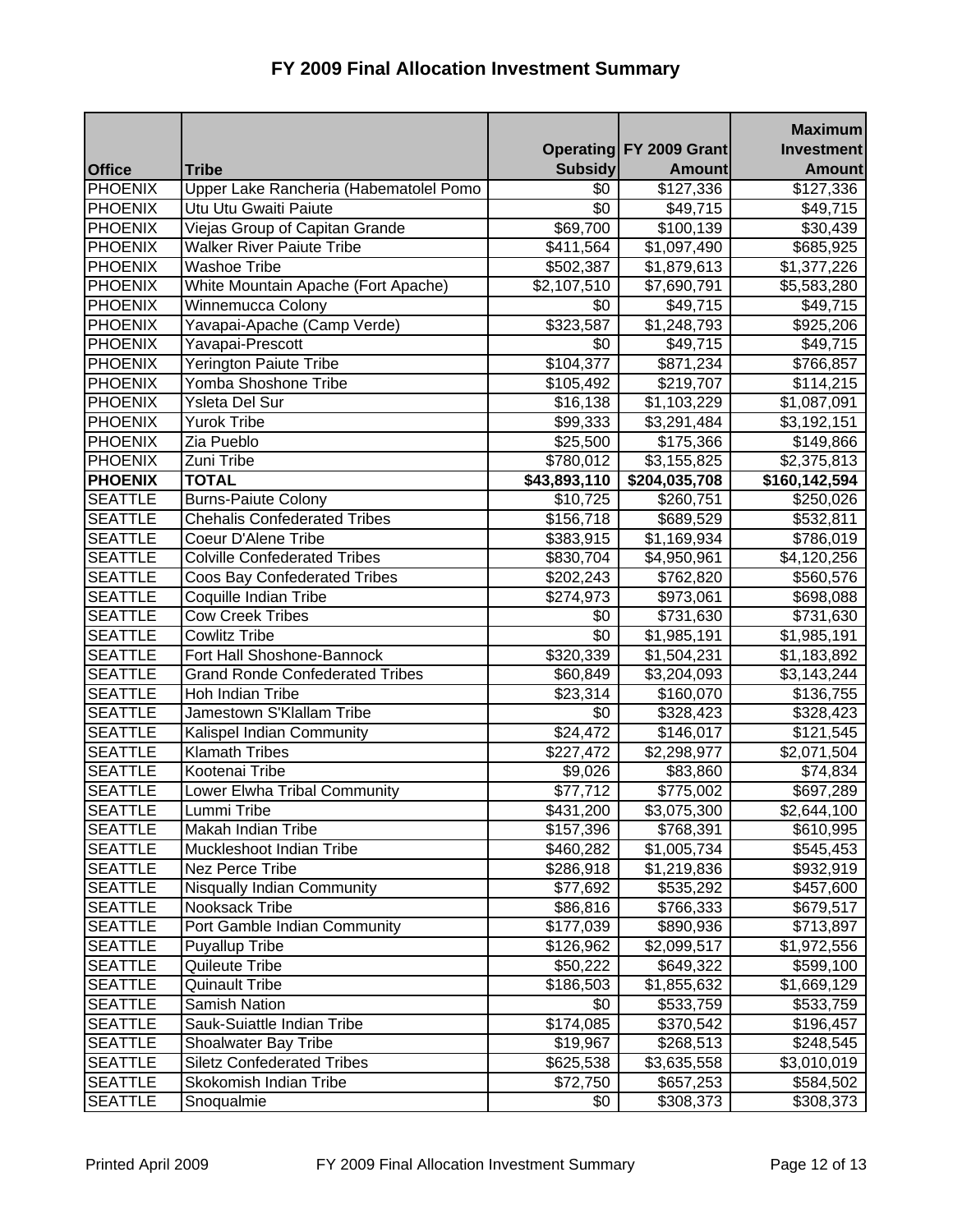# FY 2009 Final Allocation Investment Summary

| Office | Tribe | Operating Subsidy | FY 2009 Grant Amount | Maximum Investment Amount |
|---|---|---|---|---|
| PHOENIX | Upper Lake Rancheria (Habematolel Pomo | $0 | $127,336 | $127,336 |
| PHOENIX | Utu Utu Gwaiti Paiute | $0 | $49,715 | $49,715 |
| PHOENIX | Viejas Group of Capitan Grande | $69,700 | $100,139 | $30,439 |
| PHOENIX | Walker River Paiute Tribe | $411,564 | $1,097,490 | $685,925 |
| PHOENIX | Washoe Tribe | $502,387 | $1,879,613 | $1,377,226 |
| PHOENIX | White Mountain Apache (Fort Apache) | $2,107,510 | $7,690,791 | $5,583,280 |
| PHOENIX | Winnemucca Colony | $0 | $49,715 | $49,715 |
| PHOENIX | Yavapai-Apache (Camp Verde) | $323,587 | $1,248,793 | $925,206 |
| PHOENIX | Yavapai-Prescott | $0 | $49,715 | $49,715 |
| PHOENIX | Yerington Paiute Tribe | $104,377 | $871,234 | $766,857 |
| PHOENIX | Yomba Shoshone Tribe | $105,492 | $219,707 | $114,215 |
| PHOENIX | Ysleta Del Sur | $16,138 | $1,103,229 | $1,087,091 |
| PHOENIX | Yurok Tribe | $99,333 | $3,291,484 | $3,192,151 |
| PHOENIX | Zia Pueblo | $25,500 | $175,366 | $149,866 |
| PHOENIX | Zuni Tribe | $780,012 | $3,155,825 | $2,375,813 |
| **PHOENIX** | **TOTAL** | **$43,893,110** | **$204,035,708** | **$160,142,594** |
| SEATTLE | Burns-Paiute Colony | $10,725 | $260,751 | $250,026 |
| SEATTLE | Chehalis Confederated Tribes | $156,718 | $689,529 | $532,811 |
| SEATTLE | Coeur D'Alene Tribe | $383,915 | $1,169,934 | $786,019 |
| SEATTLE | Colville Confederated Tribes | $830,704 | $4,950,961 | $4,120,256 |
| SEATTLE | Coos Bay Confederated Tribes | $202,243 | $762,820 | $560,576 |
| SEATTLE | Coquille Indian Tribe | $274,973 | $973,061 | $698,088 |
| SEATTLE | Cow Creek Tribes | $0 | $731,630 | $731,630 |
| SEATTLE | Cowlitz Tribe | $0 | $1,985,191 | $1,985,191 |
| SEATTLE | Fort Hall Shoshone-Bannock | $320,339 | $1,504,231 | $1,183,892 |
| SEATTLE | Grand Ronde Confederated Tribes | $60,849 | $3,204,093 | $3,143,244 |
| SEATTLE | Hoh Indian Tribe | $23,314 | $160,070 | $136,755 |
| SEATTLE | Jamestown S'Klallam Tribe | $0 | $328,423 | $328,423 |
| SEATTLE | Kalispel Indian Community | $24,472 | $146,017 | $121,545 |
| SEATTLE | Klamath Tribes | $227,472 | $2,298,977 | $2,071,504 |
| SEATTLE | Kootenai Tribe | $9,026 | $83,860 | $74,834 |
| SEATTLE | Lower Elwha Tribal Community | $77,712 | $775,002 | $697,289 |
| SEATTLE | Lummi Tribe | $431,200 | $3,075,300 | $2,644,100 |
| SEATTLE | Makah Indian Tribe | $157,396 | $768,391 | $610,995 |
| SEATTLE | Muckleshoot Indian Tribe | $460,282 | $1,005,734 | $545,453 |
| SEATTLE | Nez Perce Tribe | $286,918 | $1,219,836 | $932,919 |
| SEATTLE | Nisqually Indian Community | $77,692 | $535,292 | $457,600 |
| SEATTLE | Nooksack Tribe | $86,816 | $766,333 | $679,517 |
| SEATTLE | Port Gamble Indian Community | $177,039 | $890,936 | $713,897 |
| SEATTLE | Puyallup Tribe | $126,962 | $2,099,517 | $1,972,556 |
| SEATTLE | Quileute Tribe | $50,222 | $649,322 | $599,100 |
| SEATTLE | Quinault Tribe | $186,503 | $1,855,632 | $1,669,129 |
| SEATTLE | Samish Nation | $0 | $533,759 | $533,759 |
| SEATTLE | Sauk-Suiattle Indian Tribe | $174,085 | $370,542 | $196,457 |
| SEATTLE | Shoalwater Bay Tribe | $19,967 | $268,513 | $248,545 |
| SEATTLE | Siletz Confederated Tribes | $625,538 | $3,635,558 | $3,010,019 |
| SEATTLE | Skokomish Indian Tribe | $72,750 | $657,253 | $584,502 |
| SEATTLE | Snoqualmie | $0 | $308,373 | $308,373 |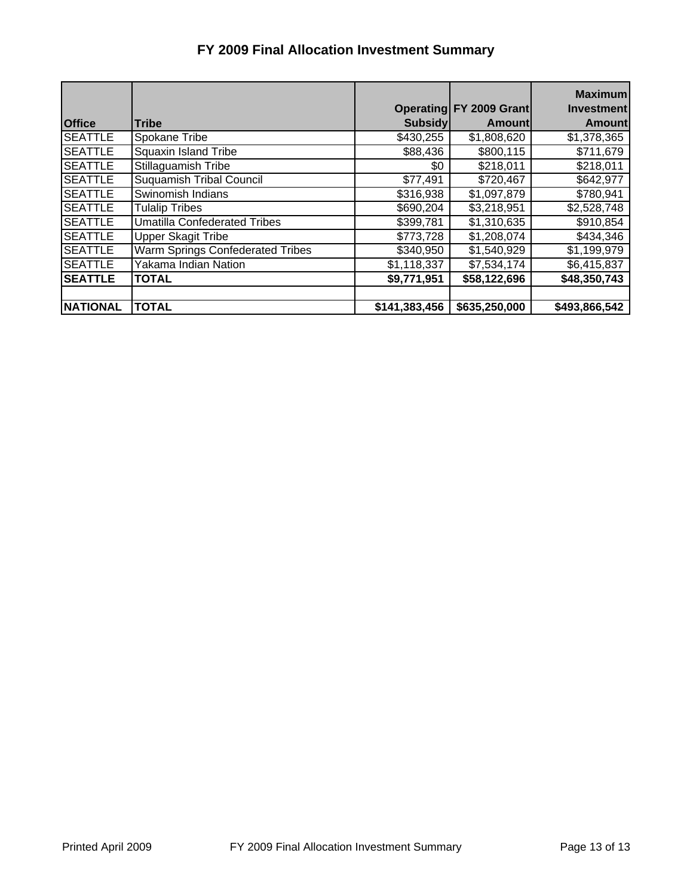# FY 2009 Final Allocation Investment Summary

| Office | Tribe | Operating Subsidy | FY 2009 Grant Amount | Maximum Investment Amount |
|---|---|---|---|---|
| SEATTLE | Spokane Tribe | $430,255 | $1,808,620 | $1,378,365 |
| SEATTLE | Squaxin Island Tribe | $88,436 | $800,115 | $711,679 |
| SEATTLE | Stillaguamish Tribe | $0 | $218,011 | $218,011 |
| SEATTLE | Suquamish Tribal Council | $77,491 | $720,467 | $642,977 |
| SEATTLE | Swinomish Indians | $316,938 | $1,097,879 | $780,941 |
| SEATTLE | Tulalip Tribes | $690,204 | $3,218,951 | $2,528,748 |
| SEATTLE | Umatilla Confederated Tribes | $399,781 | $1,310,635 | $910,854 |
| SEATTLE | Upper Skagit Tribe | $773,728 | $1,208,074 | $434,346 |
| SEATTLE | Warm Springs Confederated Tribes | $340,950 | $1,540,929 | $1,199,979 |
| SEATTLE | Yakama Indian Nation | $1,118,337 | $7,534,174 | $6,415,837 |
| **SEATTLE** | **TOTAL** | **$9,771,951** | **$58,122,696** | **$48,350,743** |
| | | | | |
| **NATIONAL** | **TOTAL** | **$141,383,456** | **$635,250,000** | **$493,866,542** |

Printed April 2009